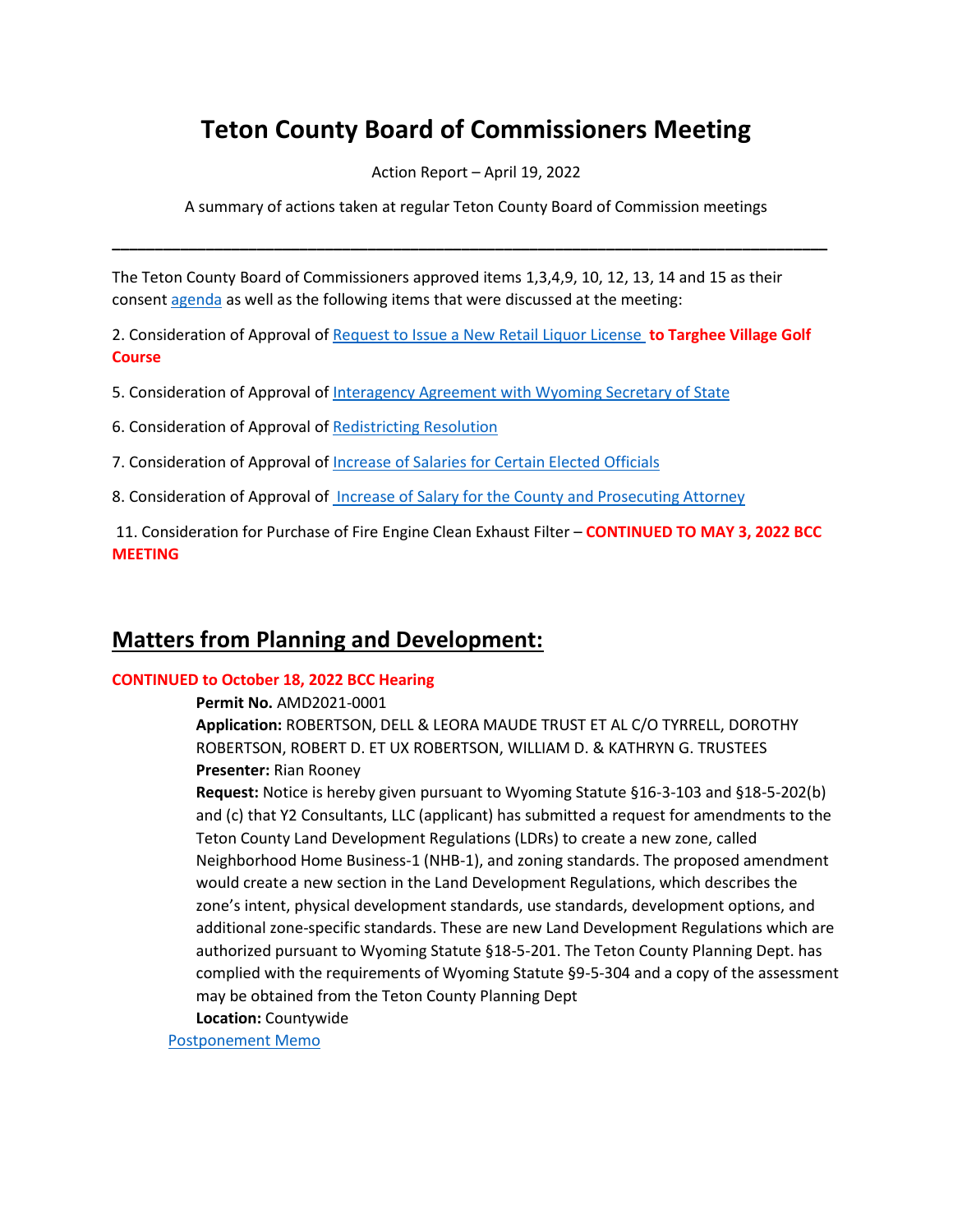# Teton County Board of Commissioners Meeting

Action Report – April 19, 2022

A summary of actions taken at regular Teton County Board of Commission meetings

---

The Teton County Board of Commissioners approved items 1,3,4,9, 10, 12, 13, 14 and 15 as their consent agenda as well as the following items that were discussed at the meeting:

2. Consideration of Approval of Request to Issue a New Retail Liquor License **to Targhee Village Golf Course**

5. Consideration of Approval of Interagency Agreement with Wyoming Secretary of State

6. Consideration of Approval of Redistricting Resolution

7. Consideration of Approval of Increase of Salaries for Certain Elected Officials

8. Consideration of Approval of Increase of Salary for the County and Prosecuting Attorney

11. Consideration for Purchase of Fire Engine Clean Exhaust Filter – **CONTINUED TO MAY 3, 2022 BCC MEETING**

## Matters from Planning and Development:

**CONTINUED to October 18, 2022 BCC Hearing**

**Permit No.** AMD2021-0001
**Application:** ROBERTSON, DELL & LEORA MAUDE TRUST ET AL C/O TYRRELL, DOROTHY ROBERTSON, ROBERT D. ET UX ROBERTSON, WILLIAM D. & KATHRYN G. TRUSTEES
**Presenter:** Rian Rooney
**Request:** Notice is hereby given pursuant to Wyoming Statute §16-3-103 and §18-5-202(b) and (c) that Y2 Consultants, LLC (applicant) has submitted a request for amendments to the Teton County Land Development Regulations (LDRs) to create a new zone, called Neighborhood Home Business-1 (NHB-1), and zoning standards. The proposed amendment would create a new section in the Land Development Regulations, which describes the zone's intent, physical development standards, use standards, development options, and additional zone-specific standards. These are new Land Development Regulations which are authorized pursuant to Wyoming Statute §18-5-201. The Teton County Planning Dept. has complied with the requirements of Wyoming Statute §9-5-304 and a copy of the assessment may be obtained from the Teton County Planning Dept
**Location:** Countywide

Postponement Memo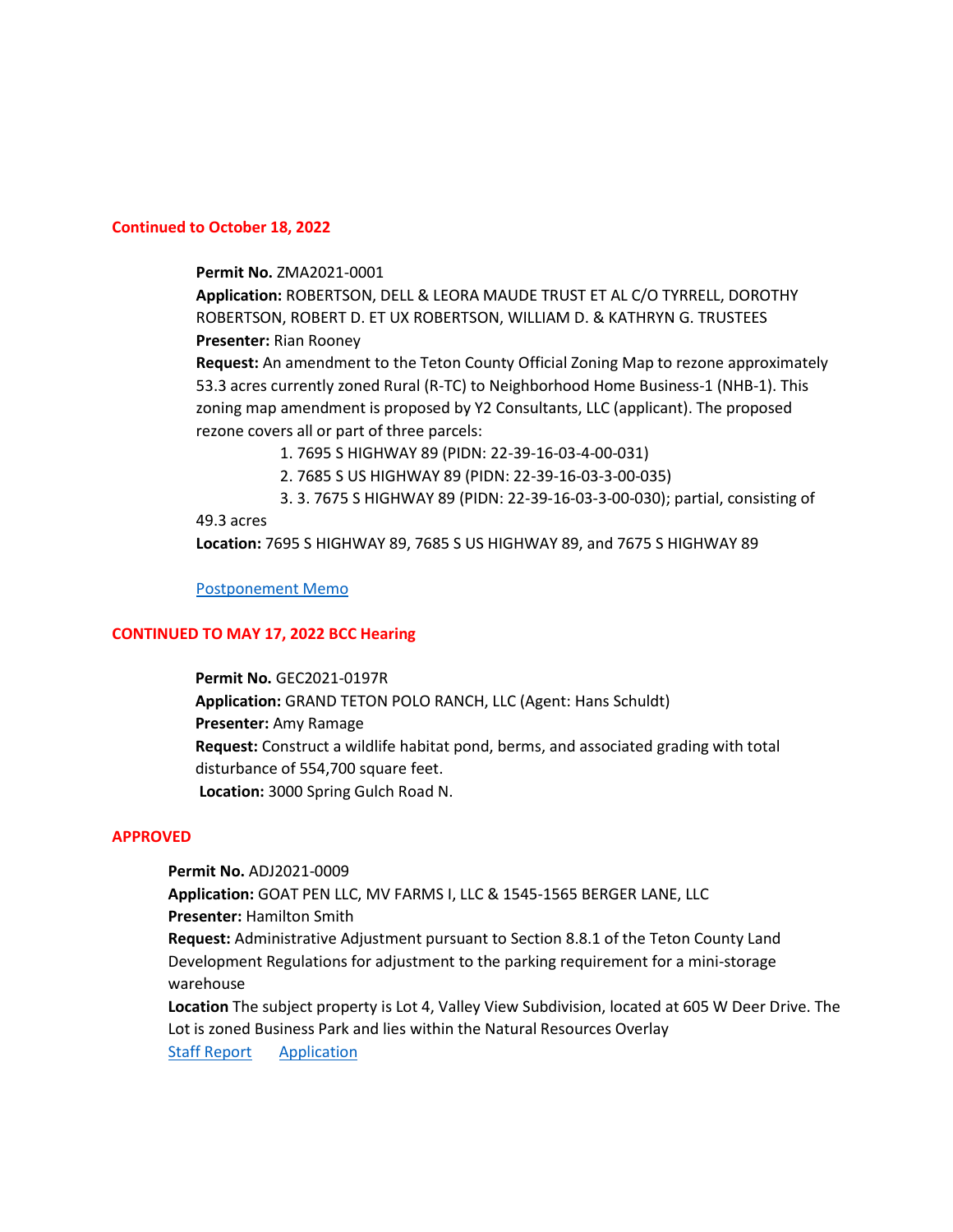**Continued to October 18, 2022**

**Permit No.** ZMA2021-0001
**Application:** ROBERTSON, DELL & LEORA MAUDE TRUST ET AL C/O TYRRELL, DOROTHY ROBERTSON, ROBERT D. ET UX ROBERTSON, WILLIAM D. & KATHRYN G. TRUSTEES
**Presenter:** Rian Rooney
**Request:** An amendment to the Teton County Official Zoning Map to rezone approximately 53.3 acres currently zoned Rural (R-TC) to Neighborhood Home Business-1 (NHB-1). This zoning map amendment is proposed by Y2 Consultants, LLC (applicant). The proposed rezone covers all or part of three parcels:

1. 7695 S HIGHWAY 89 (PIDN: 22-39-16-03-4-00-031)
2. 7685 S US HIGHWAY 89 (PIDN: 22-39-16-03-3-00-035)
3. 3. 7675 S HIGHWAY 89 (PIDN: 22-39-16-03-3-00-030); partial, consisting of 49.3 acres

**Location:** 7695 S HIGHWAY 89, 7685 S US HIGHWAY 89, and 7675 S HIGHWAY 89

Postponement Memo

**CONTINUED TO MAY 17, 2022 BCC Hearing**

**Permit No.** GEC2021-0197R
**Application:** GRAND TETON POLO RANCH, LLC (Agent: Hans Schuldt)
**Presenter:** Amy Ramage
**Request:** Construct a wildlife habitat pond, berms, and associated grading with total disturbance of 554,700 square feet.
**Location:** 3000 Spring Gulch Road N.

**APPROVED**

**Permit No.** ADJ2021-0009
**Application:** GOAT PEN LLC, MV FARMS I, LLC & 1545-1565 BERGER LANE, LLC
**Presenter:** Hamilton Smith
**Request:** Administrative Adjustment pursuant to Section 8.8.1 of the Teton County Land Development Regulations for adjustment to the parking requirement for a mini-storage warehouse
**Location** The subject property is Lot 4, Valley View Subdivision, located at 605 W Deer Drive. The Lot is zoned Business Park and lies within the Natural Resources Overlay
Staff Report Application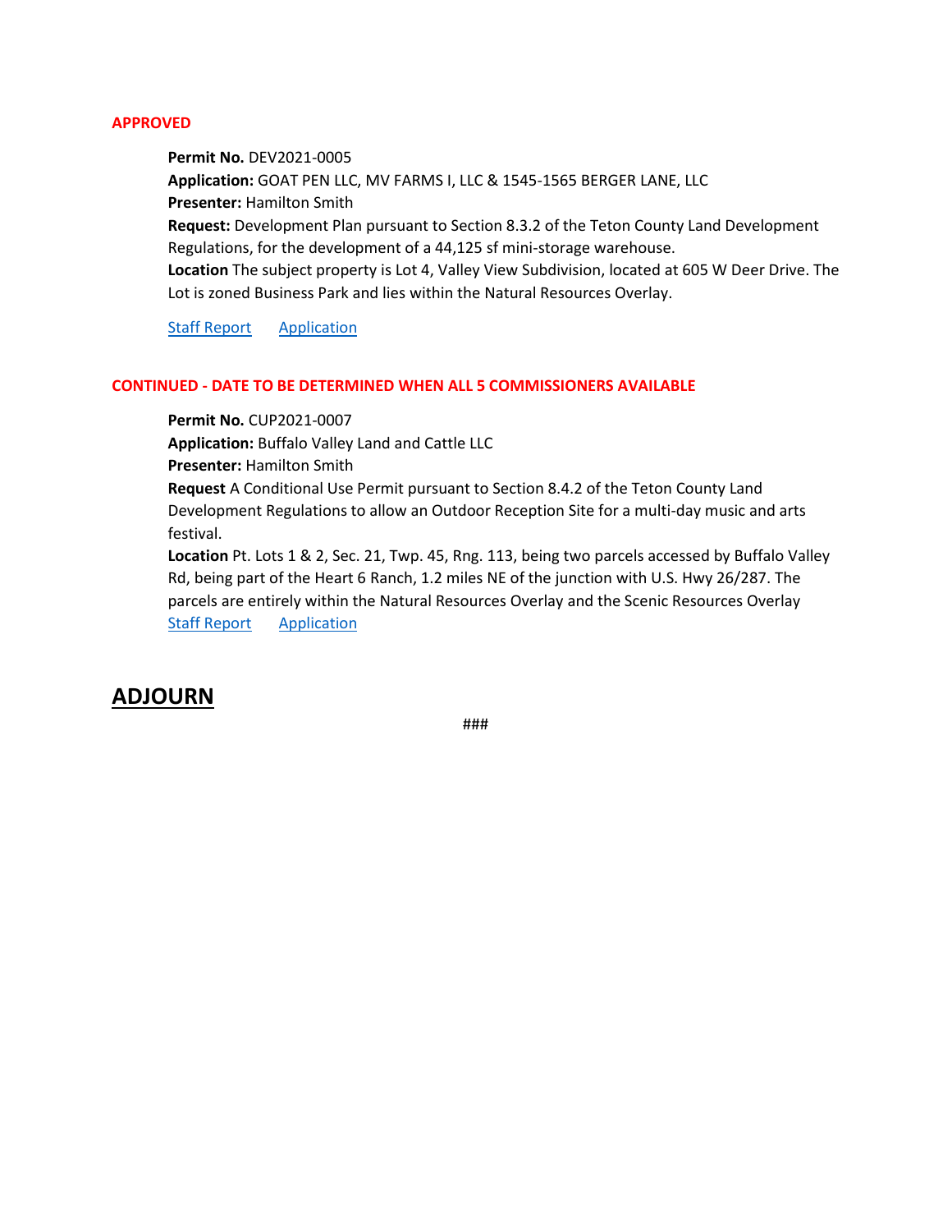**APPROVED**

**Permit No.** DEV2021-0005
**Application:** GOAT PEN LLC, MV FARMS I, LLC & 1545-1565 BERGER LANE, LLC
**Presenter:** Hamilton Smith
**Request:** Development Plan pursuant to Section 8.3.2 of the Teton County Land Development Regulations, for the development of a 44,125 sf mini-storage warehouse.
**Location** The subject property is Lot 4, Valley View Subdivision, located at 605 W Deer Drive. The Lot is zoned Business Park and lies within the Natural Resources Overlay.

Staff Report  Application

**CONTINUED - DATE TO BE DETERMINED WHEN ALL 5 COMMISSIONERS AVAILABLE**

**Permit No.** CUP2021-0007
**Application:** Buffalo Valley Land and Cattle LLC
**Presenter:** Hamilton Smith
**Request** A Conditional Use Permit pursuant to Section 8.4.2 of the Teton County Land Development Regulations to allow an Outdoor Reception Site for a multi-day music and arts festival.
**Location** Pt. Lots 1 & 2, Sec. 21, Twp. 45, Rng. 113, being two parcels accessed by Buffalo Valley Rd, being part of the Heart 6 Ranch, 1.2 miles NE of the junction with U.S. Hwy 26/287. The parcels are entirely within the Natural Resources Overlay and the Scenic Resources Overlay
Staff Report  Application

## ADJOURN

###